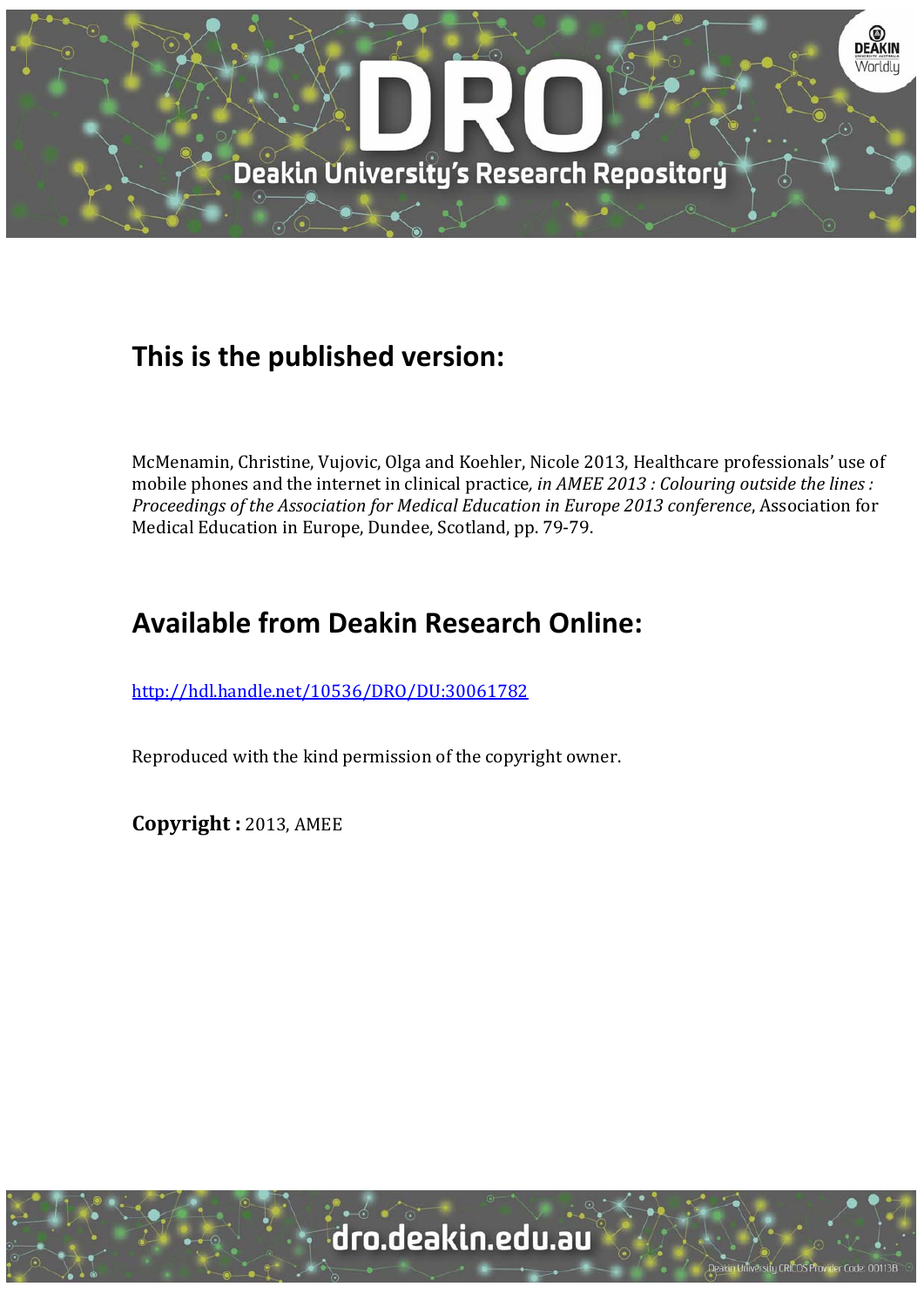## This is the published version:

McMenamin, Christine, Vujovic, Olga and Koehler, Nicole 2013, Healthcare professionals' use of mobile phones and the internet in clinical practice*, in AMEE 2013 : Colouring outside the lines : Proceedings of the Association for Medical Education in Europe 2013 conference*, Association for Medical Education in Europe, Dundee, Scotland, pp. 79-79.

## Available from Deakin Research Online:

http://hdl.handle.net/10536/DRO/DU:30061782

Reproduced with the kind permission of the copyright owner.

**Copyright :** 2013, AMEE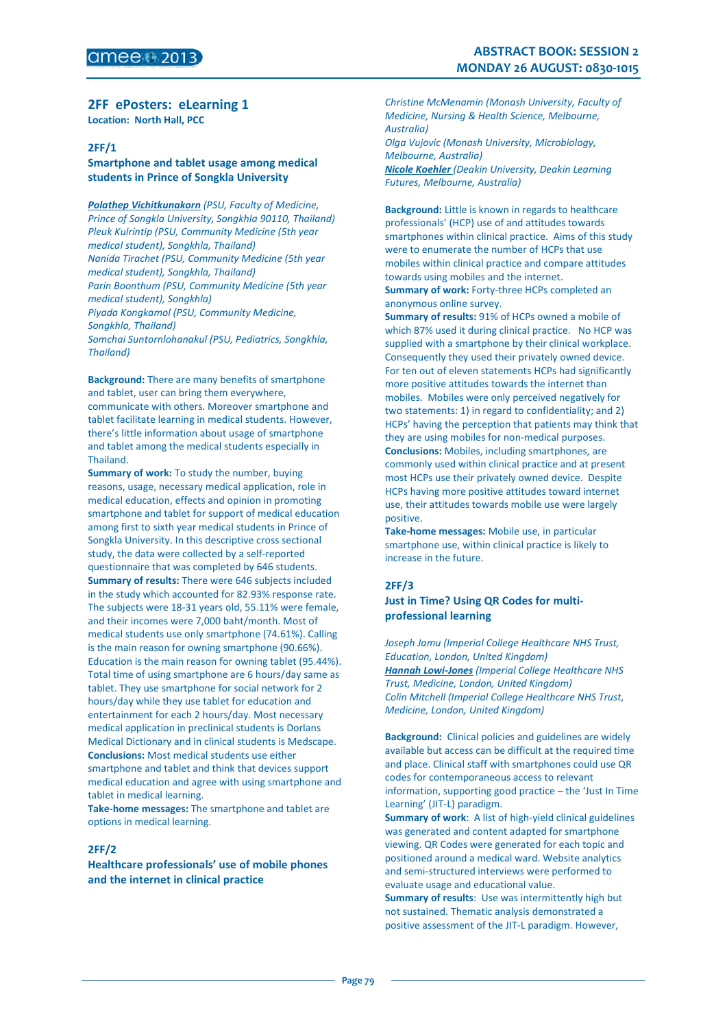## 2FF ePosters: eLearning 1

**Location: North Hall, PCC**

### 2FF/1

### Smartphone and tablet usage among medical students in Prince of Songkla University

***Polathep Vichitkunakorn*** *(PSU, Faculty of Medicine, Prince of Songkla University, Songkhla 90110, Thailand)*
*Pleuk Kulrintip (PSU, Community Medicine (5th year medical student), Songkhla, Thailand)*
*Nanida Tirachet (PSU, Community Medicine (5th year medical student), Songkhla, Thailand)*
*Parin Boonthum (PSU, Community Medicine (5th year medical student), Songkhla)*
*Piyada Kongkamol (PSU, Community Medicine, Songkhla, Thailand)*
*Somchai Suntornlohanakul (PSU, Pediatrics, Songkhla, Thailand)*

**Background:** There are many benefits of smartphone and tablet, user can bring them everywhere, communicate with others. Moreover smartphone and tablet facilitate learning in medical students. However, there's little information about usage of smartphone and tablet among the medical students especially in Thailand.

**Summary of work:** To study the number, buying reasons, usage, necessary medical application, role in medical education, effects and opinion in promoting smartphone and tablet for support of medical education among first to sixth year medical students in Prince of Songkla University. In this descriptive cross sectional study, the data were collected by a self-reported questionnaire that was completed by 646 students.

**Summary of results:** There were 646 subjects included in the study which accounted for 82.93% response rate. The subjects were 18-31 years old, 55.11% were female, and their incomes were 7,000 baht/month. Most of medical students use only smartphone (74.61%). Calling is the main reason for owning smartphone (90.66%). Education is the main reason for owning tablet (95.44%). Total time of using smartphone are 6 hours/day same as tablet. They use smartphone for social network for 2 hours/day while they use tablet for education and entertainment for each 2 hours/day. Most necessary medical application in preclinical students is Dorlans Medical Dictionary and in clinical students is Medscape.

**Conclusions:** Most medical students use either smartphone and tablet and think that devices support medical education and agree with using smartphone and tablet in medical learning.

**Take-home messages:** The smartphone and tablet are options in medical learning.

### 2FF/2

### Healthcare professionals' use of mobile phones and the internet in clinical practice

*Christine McMenamin (Monash University, Faculty of Medicine, Nursing & Health Science, Melbourne, Australia)*
*Olga Vujovic (Monash University, Microbiology, Melbourne, Australia)*
***Nicole Koehler*** *(Deakin University, Deakin Learning Futures, Melbourne, Australia)*

**Background:** Little is known in regards to healthcare professionals' (HCP) use of and attitudes towards smartphones within clinical practice. Aims of this study were to enumerate the number of HCPs that use mobiles within clinical practice and compare attitudes towards using mobiles and the internet.

**Summary of work:** Forty-three HCPs completed an anonymous online survey.

**Summary of results:** 91% of HCPs owned a mobile of which 87% used it during clinical practice. No HCP was supplied with a smartphone by their clinical workplace. Consequently they used their privately owned device. For ten out of eleven statements HCPs had significantly more positive attitudes towards the internet than mobiles. Mobiles were only perceived negatively for two statements: 1) in regard to confidentiality; and 2) HCPs' having the perception that patients may think that they are using mobiles for non-medical purposes.

**Conclusions:** Mobiles, including smartphones, are commonly used within clinical practice and at present most HCPs use their privately owned device. Despite HCPs having more positive attitudes toward internet use, their attitudes towards mobile use were largely positive.

**Take-home messages:** Mobile use, in particular smartphone use, within clinical practice is likely to increase in the future.

### 2FF/3

### Just in Time? Using QR Codes for multi-professional learning

*Joseph Jamu (Imperial College Healthcare NHS Trust, Education, London, United Kingdom)*
***Hannah Lowi-Jones*** *(Imperial College Healthcare NHS Trust, Medicine, London, United Kingdom)*
*Colin Mitchell (Imperial College Healthcare NHS Trust, Medicine, London, United Kingdom)*

**Background:** Clinical policies and guidelines are widely available but access can be difficult at the required time and place. Clinical staff with smartphones could use QR codes for contemporaneous access to relevant information, supporting good practice – the 'Just In Time Learning' (JIT-L) paradigm.

**Summary of work**: A list of high-yield clinical guidelines was generated and content adapted for smartphone viewing. QR Codes were generated for each topic and positioned around a medical ward. Website analytics and semi-structured interviews were performed to evaluate usage and educational value.

**Summary of results**: Use was intermittently high but not sustained. Thematic analysis demonstrated a positive assessment of the JIT-L paradigm. However,